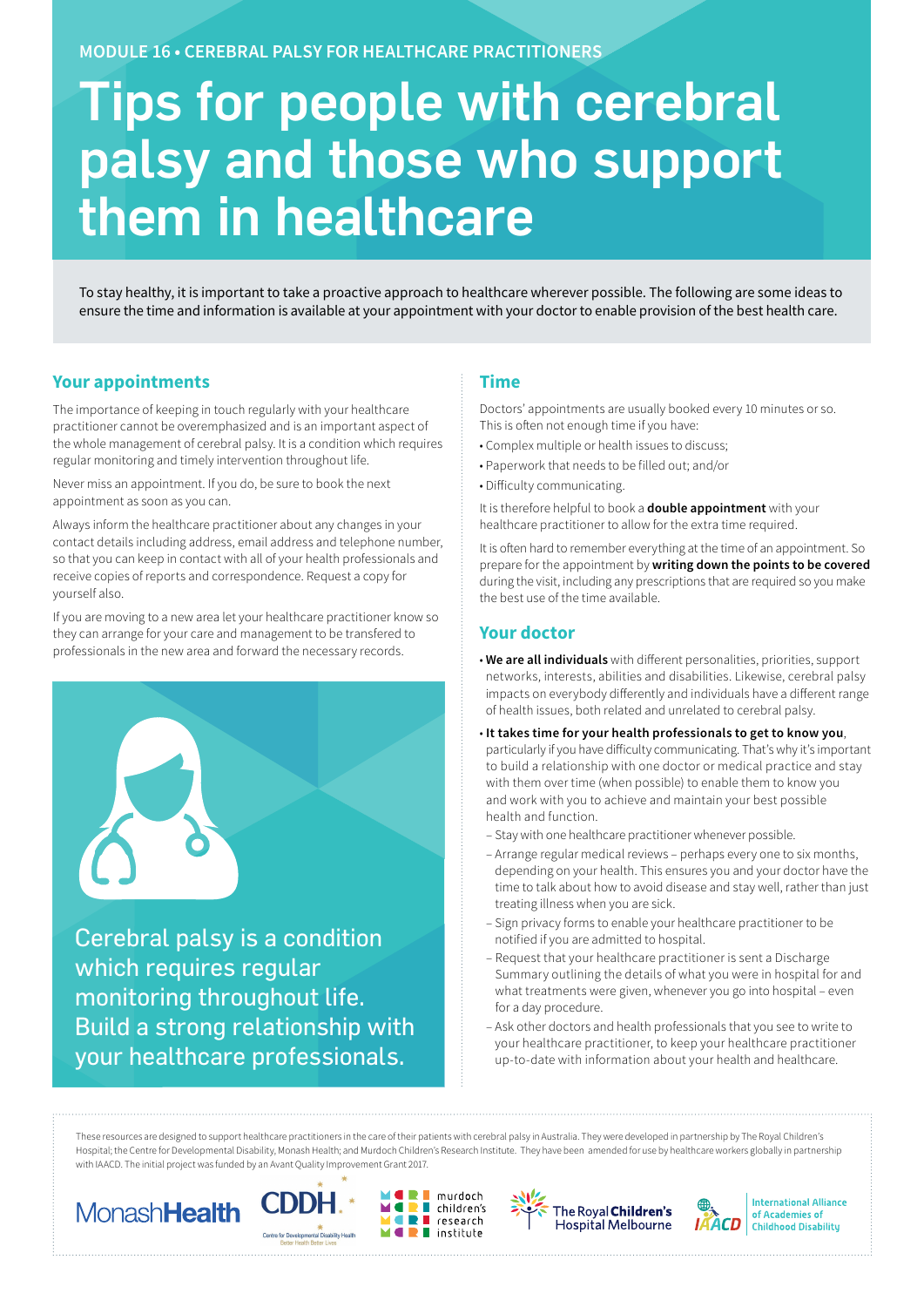MODULE 16 • CEREBRAL PALSY FOR HEALTHCARE PRACTITIONERS

# Tips for people with cerebral palsy and those who support them in healthcare

To stay healthy, it is important to take a proactive approach to healthcare wherever possible. The following are some ideas to ensure the time and information is available at your appointment with your doctor to enable provision of the best health care.

## Your appointments

The importance of keeping in touch regularly with your healthcare practitioner cannot be overemphasized and is an important aspect of the whole management of cerebral palsy. It is a condition which requires regular monitoring and timely intervention throughout life.

Never miss an appointment. If you do, be sure to book the next appointment as soon as you can.

Always inform the healthcare practitioner about any changes in your contact details including address, email address and telephone number, so that you can keep in contact with all of your health professionals and receive copies of reports and correspondence. Request a copy for yourself also.

If you are moving to a new area let your healthcare practitioner know so they can arrange for your care and management to be transfered to professionals in the new area and forward the necessary records.

Cerebral palsy is a condition which requires regular monitoring throughout life. Build a strong relationship with your healthcare professionals.

## Time

Doctors' appointments are usually booked every 10 minutes or so. This is often not enough time if you have:

- Complex multiple or health issues to discuss;
- Paperwork that needs to be filled out; and/or
- Difficulty communicating.

It is therefore helpful to book a **double appointment** with your healthcare practitioner to allow for the extra time required.

It is often hard to remember everything at the time of an appointment. So prepare for the appointment by **writing down the points to be covered** during the visit, including any prescriptions that are required so you make the best use of the time available.

## Your doctor

- **We are all individuals** with different personalities, priorities, support networks, interests, abilities and disabilities. Likewise, cerebral palsy impacts on everybody differently and individuals have a different range of health issues, both related and unrelated to cerebral palsy.
- **It takes time for your health professionals to get to know you**, particularly if you have difficulty communicating. That's why it's important to build a relationship with one doctor or medical practice and stay with them over time (when possible) to enable them to know you and work with you to achieve and maintain your best possible health and function.
  - Stay with one healthcare practitioner whenever possible.
  - Arrange regular medical reviews – perhaps every one to six months, depending on your health. This ensures you and your doctor have the time to talk about how to avoid disease and stay well, rather than just treating illness when you are sick.
  - Sign privacy forms to enable your healthcare practitioner to be notified if you are admitted to hospital.
  - Request that your healthcare practitioner is sent a Discharge Summary outlining the details of what you were in hospital for and what treatments were given, whenever you go into hospital – even for a day procedure.
  - Ask other doctors and health professionals that you see to write to your healthcare practitioner, to keep your healthcare practitioner up-to-date with information about your health and healthcare.

These resources are designed to support healthcare practitioners in the care of their patients with cerebral palsy in Australia. They were developed in partnership by The Royal Children's Hospital; the Centre for Developmental Disability, Monash Health; and Murdoch Children's Research Institute. They have been amended for use by healthcare workers globally in partnership with IAACD. The initial project was funded by an Avant Quality Improvement Grant 2017.

MonashHealth | CDDH Centre for Developmental Disability Health | murdoch children's research institute | The Royal Children's Hospital Melbourne | IAACD International Alliance of Academies of Childhood Disability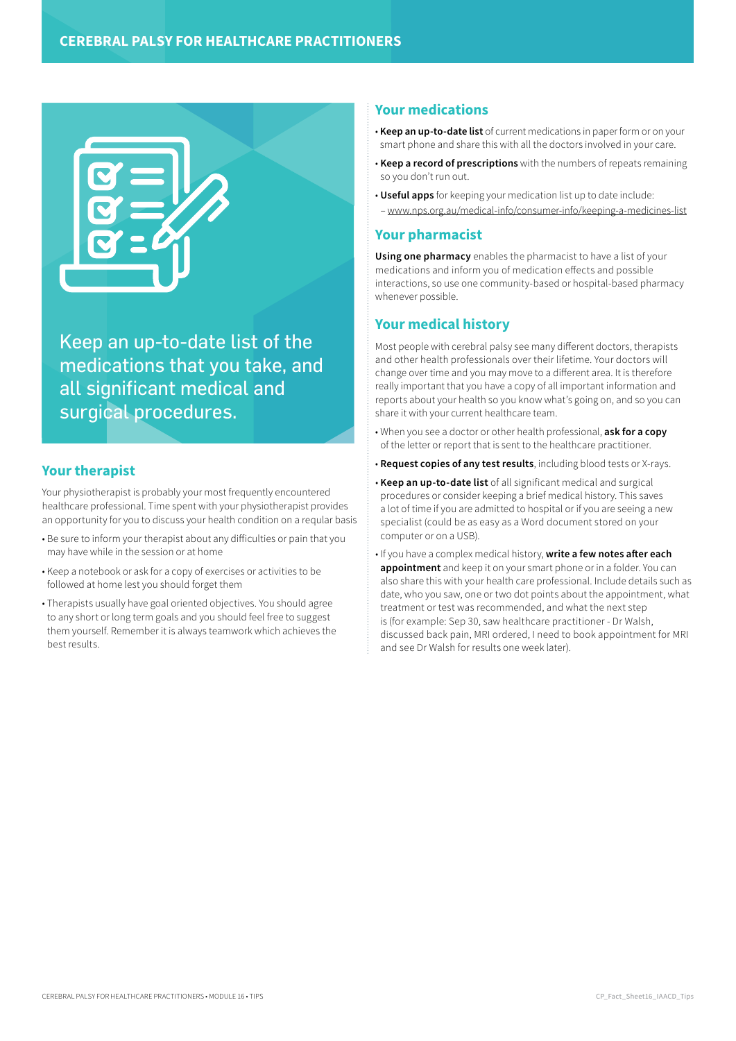Keep an up-to-date list of the medications that you take, and all significant medical and surgical procedures.

## Your therapist

Your physiotherapist is probably your most frequently encountered healthcare professional. Time spent with your physiotherapist provides an opportunity for you to discuss your health condition on a reqular basis

- Be sure to inform your therapist about any difficulties or pain that you may have while in the session or at home
- Keep a notebook or ask for a copy of exercises or activities to be followed at home lest you should forget them
- Therapists usually have goal oriented objectives. You should agree to any short or long term goals and you should feel free to suggest them yourself. Remember it is always teamwork which achieves the best results.

## Your medications

- **Keep an up-to-date list** of current medications in paper form or on your smart phone and share this with all the doctors involved in your care.
- **Keep a record of prescriptions** with the numbers of repeats remaining so you don't run out.
- **Useful apps** for keeping your medication list up to date include:
  – www.nps.org.au/medical-info/consumer-info/keeping-a-medicines-list

## Your pharmacist

**Using one pharmacy** enables the pharmacist to have a list of your medications and inform you of medication effects and possible interactions, so use one community-based or hospital-based pharmacy whenever possible.

## Your medical history

Most people with cerebral palsy see many different doctors, therapists and other health professionals over their lifetime. Your doctors will change over time and you may move to a different area. It is therefore really important that you have a copy of all important information and reports about your health so you know what's going on, and so you can share it with your current healthcare team.

- When you see a doctor or other health professional, **ask for a copy** of the letter or report that is sent to the healthcare practitioner.
- **Request copies of any test results**, including blood tests or X-rays.
- **Keep an up-to-date list** of all significant medical and surgical procedures or consider keeping a brief medical history. This saves a lot of time if you are admitted to hospital or if you are seeing a new specialist (could be as easy as a Word document stored on your computer or on a USB).
- If you have a complex medical history, **write a few notes after each appointment** and keep it on your smart phone or in a folder. You can also share this with your health care professional. Include details such as date, who you saw, one or two dot points about the appointment, what treatment or test was recommended, and what the next step is (for example: Sep 30, saw healthcare practitioner - Dr Walsh, discussed back pain, MRI ordered, I need to book appointment for MRI and see Dr Walsh for results one week later).